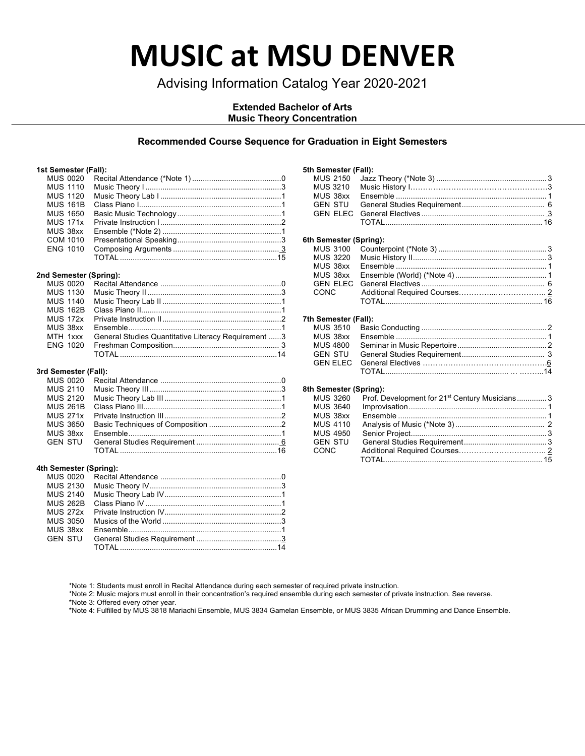# MUSIC at MSU DENVER

Advising Information Catalog Year 2020-2021

**Extended Bachelor of Arts**
**Music Theory Concentration**

### Recommended Course Sequence for Graduation in Eight Semesters

**1st Semester (Fall):**

| Course | Title | Credits |
|---|---|---|
| MUS 0020 | Recital Attendance (*Note 1) | 0 |
| MUS 1110 | Music Theory I | 3 |
| MUS 1120 | Music Theory Lab I | 1 |
| MUS 161B | Class Piano I | 1 |
| MUS 1650 | Basic Music Technology | 1 |
| MUS 171x | Private Instruction I | 2 |
| MUS 38xx | Ensemble (*Note 2) | 1 |
| COM 1010 | Presentational Speaking | 3 |
| ENG 1010 | Composing Arguments | 3 |
| | TOTAL | 15 |

**2nd Semester (Spring):**

| Course | Title | Credits |
|---|---|---|
| MUS 0020 | Recital Attendance | 0 |
| MUS 1130 | Music Theory II | 3 |
| MUS 1140 | Music Theory Lab II | 1 |
| MUS 162B | Class Piano II | 1 |
| MUS 172x | Private Instruction II | 2 |
| MUS 38xx | Ensemble | 1 |
| MTH 1xxx | General Studies Quantitative Literacy Requirement | 3 |
| ENG 1020 | Freshman Composition | 3 |
| | TOTAL | 14 |

**3rd Semester (Fall):**

| Course | Title | Credits |
|---|---|---|
| MUS 0020 | Recital Attendance | 0 |
| MUS 2110 | Music Theory III | 3 |
| MUS 2120 | Music Theory Lab III | 1 |
| MUS 261B | Class Piano III | 1 |
| MUS 271x | Private Instruction III | 2 |
| MUS 3650 | Basic Techniques of Composition | 2 |
| MUS 38xx | Ensemble | 1 |
| GEN STU | General Studies Requirement | 6 |
| | TOTAL | 16 |

**4th Semester (Spring):**

| Course | Title | Credits |
|---|---|---|
| MUS 0020 | Recital Attendance | 0 |
| MUS 2130 | Music Theory IV | 3 |
| MUS 2140 | Music Theory Lab IV | 1 |
| MUS 262B | Class Piano IV | 1 |
| MUS 272x | Private Instruction IV | 2 |
| MUS 3050 | Musics of the World | 3 |
| MUS 38xx | Ensemble | 1 |
| GEN STU | General Studies Requirement | 3 |
| | TOTAL | 14 |

**5th Semester (Fall):**

| Course | Title | Credits |
|---|---|---|
| MUS 2150 | Jazz Theory (*Note 3) | 3 |
| MUS 3210 | Music History I | 3 |
| MUS 38xx | Ensemble | 1 |
| GEN STU | General Studies Requirement | 6 |
| GEN ELEC | General Electives | 3 |
| | TOTAL | 16 |

**6th Semester (Spring):**

| Course | Title | Credits |
|---|---|---|
| MUS 3100 | Counterpoint (*Note 3) | 3 |
| MUS 3220 | Music History II | 3 |
| MUS 38xx | Ensemble | 1 |
| MUS 38xx | Ensemble (World) (*Note 4) | 1 |
| GEN ELEC | General Electives | 6 |
| CONC | Additional Required Courses | 2 |
| | TOTAL | 16 |

**7th Semester (Fall):**

| Course | Title | Credits |
|---|---|---|
| MUS 3510 | Basic Conducting | 2 |
| MUS 38xx | Ensemble | 1 |
| MUS 4800 | Seminar in Music Repertoire | 2 |
| GEN STU | General Studies Requirement | 3 |
| GEN ELEC | General Electives | 6 |
| | TOTAL | 14 |

**8th Semester (Spring):**

| Course | Title | Credits |
|---|---|---|
| MUS 3260 | Prof. Development for 21st Century Musicians | 3 |
| MUS 3640 | Improvisation | 1 |
| MUS 38xx | Ensemble | 1 |
| MUS 4110 | Analysis of Music (*Note 3) | 2 |
| MUS 4950 | Senior Project | 3 |
| GEN STU | General Studies Requirement | 3 |
| CONC | Additional Required Courses | 2 |
| | TOTAL | 15 |

*Note 1: Students must enroll in Recital Attendance during each semester of required private instruction.

*Note 2: Music majors must enroll in their concentration's required ensemble during each semester of private instruction. See reverse.

*Note 3: Offered every other year.

*Note 4: Fulfilled by MUS 3818 Mariachi Ensemble, MUS 3834 Gamelan Ensemble, or MUS 3835 African Drumming and Dance Ensemble.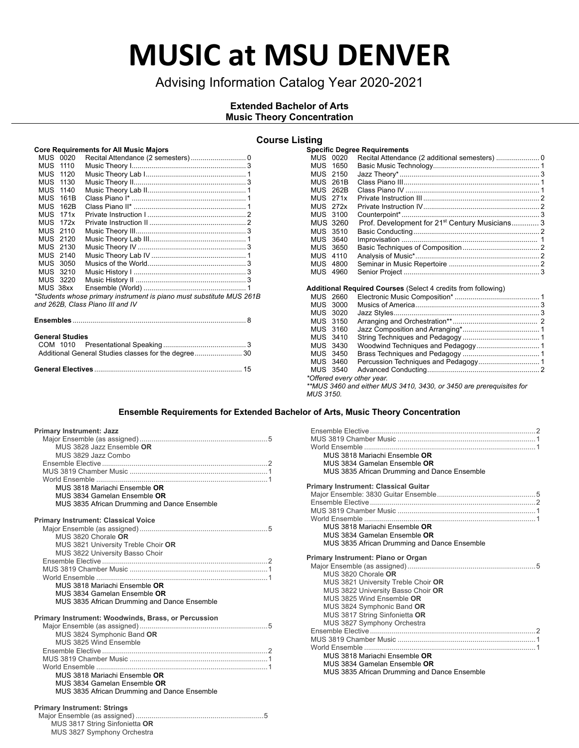# MUSIC at MSU DENVER

Advising Information Catalog Year 2020-2021

**Extended Bachelor of Arts**
**Music Theory Concentration**

## Course Listing

**Core Requirements for All Music Majors**

| | | |
|---|---|---|
| MUS 0020 | Recital Attendance (2 semesters) | 0 |
| MUS 1110 | Music Theory I | 3 |
| MUS 1120 | Music Theory Lab I | 1 |
| MUS 1130 | Music Theory II | 3 |
| MUS 1140 | Music Theory Lab II | 1 |
| MUS 161B | Class Piano I* | 1 |
| MUS 162B | Class Piano II* | 1 |
| MUS 171x | Private Instruction I | 2 |
| MUS 172x | Private Instruction II | 2 |
| MUS 2110 | Music Theory III | 3 |
| MUS 2120 | Music Theory Lab III | 1 |
| MUS 2130 | Music Theory IV | 3 |
| MUS 2140 | Music Theory Lab IV | 1 |
| MUS 3050 | Musics of the World | 3 |
| MUS 3210 | Music History I | 3 |
| MUS 3220 | Music History II | 3 |
| MUS 38xx | Ensemble (World) | 1 |

*Students whose primary instrument is piano must substitute MUS 261B and 262B, Class Piano III and IV*

**Ensembles** .......... 8

**General Studies**

| | | |
|---|---|---|
| COM 1010 | Presentational Speaking | 3 |
| Additional General Studies classes for the degree | | 30 |

**General Electives** .......... 15

**Specific Degree Requirements**

| | | |
|---|---|---|
| MUS 0020 | Recital Attendance (2 additional semesters) | 0 |
| MUS 1650 | Basic Music Technology | 1 |
| MUS 2150 | Jazz Theory* | 3 |
| MUS 261B | Class Piano III | 1 |
| MUS 262B | Class Piano IV | 1 |
| MUS 271x | Private Instruction III | 2 |
| MUS 272x | Private Instruction IV | 2 |
| MUS 3100 | Counterpoint* | 3 |
| MUS 3260 | Prof. Development for 21st Century Musicians | 3 |
| MUS 3510 | Basic Conducting | 2 |
| MUS 3640 | Improvisation | 1 |
| MUS 3650 | Basic Techniques of Composition | 2 |
| MUS 4110 | Analysis of Music* | 2 |
| MUS 4800 | Seminar in Music Repertoire | 2 |
| MUS 4960 | Senior Project | 3 |

**Additional Required Courses** (Select 4 credits from following)

| | | |
|---|---|---|
| MUS 2660 | Electronic Music Composition* | 1 |
| MUS 3000 | Musics of America | 3 |
| MUS 3020 | Jazz Styles | 3 |
| MUS 3150 | Arranging and Orchestration** | 2 |
| MUS 3160 | Jazz Composition and Arranging* | 1 |
| MUS 3410 | String Techniques and Pedagogy | 1 |
| MUS 3430 | Woodwind Techniques and Pedagogy | 1 |
| MUS 3450 | Brass Techniques and Pedagogy | 1 |
| MUS 3460 | Percussion Techniques and Pedagogy | 1 |
| MUS 3540 | Advanced Conducting | 2 |

*Offered every other year.*

*\**MUS 3460 and either MUS 3410, 3430, or 3450 are prerequisites for MUS 3150.*

### Ensemble Requirements for Extended Bachelor of Arts, Music Theory Concentration

**Primary Instrument: Jazz**

- Major Ensemble (as assigned) .......... 5
  - MUS 3828 Jazz Ensemble **OR**
  - MUS 3829 Jazz Combo
- Ensemble Elective .......... 2
- MUS 3819 Chamber Music .......... 1
- World Ensemble .......... 1
  - MUS 3818 Mariachi Ensemble **OR**
  - MUS 3834 Gamelan Ensemble **OR**
  - MUS 3835 African Drumming and Dance Ensemble

**Primary Instrument: Classical Voice**

- Major Ensemble (as assigned) .......... 5
  - MUS 3820 Chorale **OR**
  - MUS 3821 University Treble Choir **OR**
  - MUS 3822 University Basso Choir
- Ensemble Elective .......... 2
- MUS 3819 Chamber Music .......... 1
- World Ensemble .......... 1
  - MUS 3818 Mariachi Ensemble **OR**
  - MUS 3834 Gamelan Ensemble **OR**
  - MUS 3835 African Drumming and Dance Ensemble

**Primary Instrument: Woodwinds, Brass, or Percussion**

- Major Ensemble (as assigned) .......... 5
  - MUS 3824 Symphonic Band **OR**
  - MUS 3825 Wind Ensemble
- Ensemble Elective .......... 2
- MUS 3819 Chamber Music .......... 1
- World Ensemble .......... 1
  - MUS 3818 Mariachi Ensemble **OR**
  - MUS 3834 Gamelan Ensemble **OR**
  - MUS 3835 African Drumming and Dance Ensemble

**Primary Instrument: Strings**

- Major Ensemble (as assigned) .......... 5
  - MUS 3817 String Sinfonietta **OR**
  - MUS 3827 Symphony Orchestra
- Ensemble Elective .......... 2
- MUS 3819 Chamber Music .......... 1
- World Ensemble .......... 1
  - MUS 3818 Mariachi Ensemble **OR**
  - MUS 3834 Gamelan Ensemble **OR**
  - MUS 3835 African Drumming and Dance Ensemble

**Primary Instrument: Classical Guitar**

- Major Ensemble: 3830 Guitar Ensemble .......... 5
- Ensemble Elective .......... 2
- MUS 3819 Chamber Music .......... 1
- World Ensemble .......... 1
  - MUS 3818 Mariachi Ensemble **OR**
  - MUS 3834 Gamelan Ensemble **OR**
  - MUS 3835 African Drumming and Dance Ensemble

**Primary Instrument: Piano or Organ**

- Major Ensemble (as assigned) .......... 5
  - MUS 3820 Chorale **OR**
  - MUS 3821 University Treble Choir **OR**
  - MUS 3822 University Basso Choir **OR**
  - MUS 3825 Wind Ensemble **OR**
  - MUS 3824 Symphonic Band **OR**
  - MUS 3817 String Sinfonietta **OR**
  - MUS 3827 Symphony Orchestra
- Ensemble Elective .......... 2
- MUS 3819 Chamber Music .......... 1
- World Ensemble .......... 1
  - MUS 3818 Mariachi Ensemble **OR**
  - MUS 3834 Gamelan Ensemble **OR**
  - MUS 3835 African Drumming and Dance Ensemble